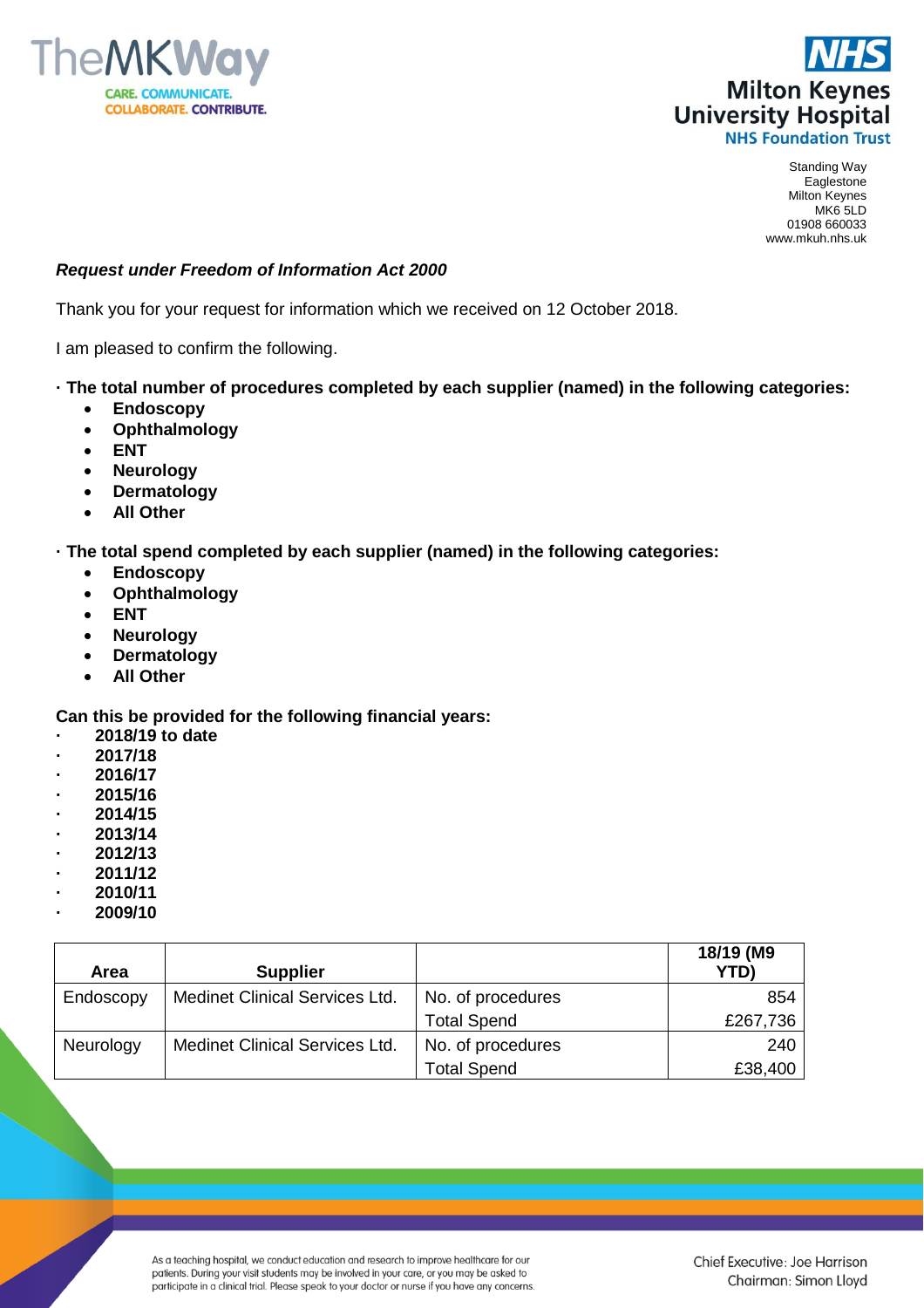TheMKWay
CARE. COMMUNICATE. COLLABORATE. CONTRIBUTE.

NHS
Milton Keynes University Hospital
NHS Foundation Trust

Standing Way
Eaglestone
Milton Keynes
MK6 5LD
01908 660033
www.mkuh.nhs.uk

***Request under Freedom of Information Act 2000***

Thank you for your request for information which we received on 12 October 2018.

I am pleased to confirm the following.

**· The total number of procedures completed by each supplier (named) in the following categories:**

- **Endoscopy**
- **Ophthalmology**
- **ENT**
- **Neurology**
- **Dermatology**
- **All Other**

**· The total spend completed by each supplier (named) in the following categories:**

- **Endoscopy**
- **Ophthalmology**
- **ENT**
- **Neurology**
- **Dermatology**
- **All Other**

**Can this be provided for the following financial years:**

- **2018/19 to date**
- **2017/18**
- **2016/17**
- **2015/16**
- **2014/15**
- **2013/14**
- **2012/13**
- **2011/12**
- **2010/11**
- **2009/10**

| Area | Supplier | | 18/19 (M9 YTD) |
|---|---|---|---|
| Endoscopy | Medinet Clinical Services Ltd. | No. of procedures | 854 |
| | | Total Spend | £267,736 |
| Neurology | Medinet Clinical Services Ltd. | No. of procedures | 240 |
| | | Total Spend | £38,400 |

As a teaching hospital, we conduct education and research to improve healthcare for our patients. During your visit students may be involved in your care, or you may be asked to participate in a clinical trial. Please speak to your doctor or nurse if you have any concerns.

Chief Executive: Joe Harrison
Chairman: Simon Lloyd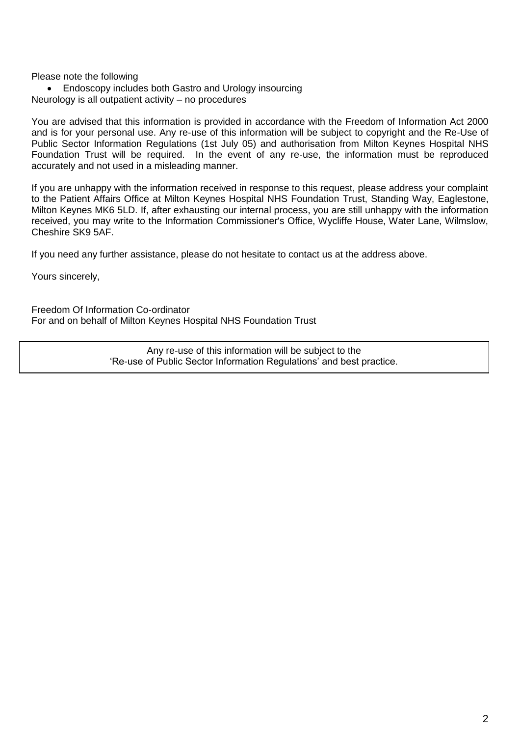Please note the following

- Endoscopy includes both Gastro and Urology insourcing

Neurology is all outpatient activity – no procedures

You are advised that this information is provided in accordance with the Freedom of Information Act 2000 and is for your personal use. Any re-use of this information will be subject to copyright and the Re-Use of Public Sector Information Regulations (1st July 05) and authorisation from Milton Keynes Hospital NHS Foundation Trust will be required. In the event of any re-use, the information must be reproduced accurately and not used in a misleading manner.

If you are unhappy with the information received in response to this request, please address your complaint to the Patient Affairs Office at Milton Keynes Hospital NHS Foundation Trust, Standing Way, Eaglestone, Milton Keynes MK6 5LD. If, after exhausting our internal process, you are still unhappy with the information received, you may write to the Information Commissioner's Office, Wycliffe House, Water Lane, Wilmslow, Cheshire SK9 5AF.

If you need any further assistance, please do not hesitate to contact us at the address above.

Yours sincerely,

Freedom Of Information Co-ordinator
For and on behalf of Milton Keynes Hospital NHS Foundation Trust

Any re-use of this information will be subject to the
'Re-use of Public Sector Information Regulations' and best practice.